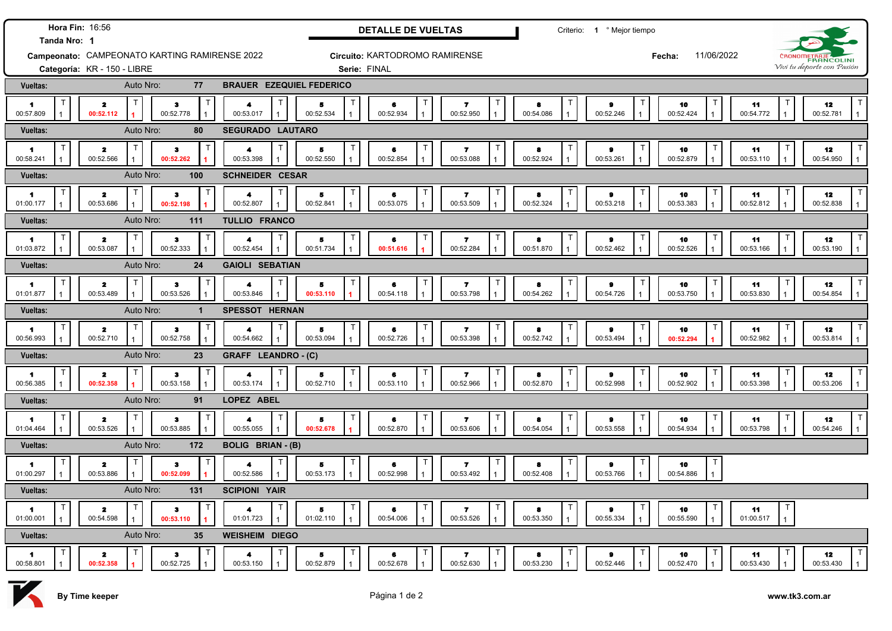**Hora Fin:** 16:56
**Tanda Nro:** 1

## DETALLE DE VUELTAS

Criterio: 1 ° Mejor tiempo

**Campeonato:** CAMPEONATO KARTING RAMIRENSE 2022
**Circuito:** KARTODROMO RAMIRENSE
**Fecha:** 11/06/2022
**Categoría:** KR - 150 - LIBRE
**Serie:** FINAL

CRONOMETRAJE FRANCOLINI — Vivi tu deporte con Pasión

**Vueltas:** Auto Nro: 77 — **BRAUER EZEQUIEL FEDERICO**

| 1 | 2 | 3 | 4 | 5 | 6 | 7 | 8 | 9 | 10 | 11 | 12 |
|---|---|---|---|---|---|---|---|---|---|---|---|
| 00:57.809 | **00:52.112** | 00:52.778 | 00:53.017 | 00:52.534 | 00:52.934 | 00:52.950 | 00:54.086 | 00:52.246 | 00:52.424 | 00:54.772 | 00:52.781 |

**Vueltas:** Auto Nro: 80 — **SEGURADO LAUTARO**

| 1 | 2 | 3 | 4 | 5 | 6 | 7 | 8 | 9 | 10 | 11 | 12 |
|---|---|---|---|---|---|---|---|---|---|---|---|
| 00:58.241 | 00:52.566 | **00:52.262** | 00:53.398 | 00:52.550 | 00:52.854 | 00:53.088 | 00:52.924 | 00:53.261 | 00:52.879 | 00:53.110 | 00:54.950 |

**Vueltas:** Auto Nro: 100 — **SCHNEIDER CESAR**

| 1 | 2 | 3 | 4 | 5 | 6 | 7 | 8 | 9 | 10 | 11 | 12 |
|---|---|---|---|---|---|---|---|---|---|---|---|
| 01:00.177 | 00:53.686 | **00:52.198** | 00:52.807 | 00:52.841 | 00:53.075 | 00:53.509 | 00:52.324 | 00:53.218 | 00:53.383 | 00:52.812 | 00:52.838 |

**Vueltas:** Auto Nro: 111 — **TULLIO FRANCO**

| 1 | 2 | 3 | 4 | 5 | 6 | 7 | 8 | 9 | 10 | 11 | 12 |
|---|---|---|---|---|---|---|---|---|---|---|---|
| 01:03.872 | 00:53.087 | 00:52.333 | 00:52.454 | 00:51.734 | **00:51.616** | 00:52.284 | 00:51.870 | 00:52.462 | 00:52.526 | 00:53.166 | 00:53.190 |

**Vueltas:** Auto Nro: 24 — **GAIOLI SEBATIAN**

| 1 | 2 | 3 | 4 | 5 | 6 | 7 | 8 | 9 | 10 | 11 | 12 |
|---|---|---|---|---|---|---|---|---|---|---|---|
| 01:01.877 | 00:53.489 | 00:53.526 | 00:53.846 | **00:53.110** | 00:54.118 | 00:53.798 | 00:54.262 | 00:54.726 | 00:53.750 | 00:53.830 | 00:54.854 |

**Vueltas:** Auto Nro: 1 — **SPESSOT HERNAN**

| 1 | 2 | 3 | 4 | 5 | 6 | 7 | 8 | 9 | 10 | 11 | 12 |
|---|---|---|---|---|---|---|---|---|---|---|---|
| 00:56.993 | 00:52.710 | 00:52.758 | 00:54.662 | 00:53.094 | 00:52.726 | 00:53.398 | 00:52.742 | 00:53.494 | **00:52.294** | 00:52.982 | 00:53.814 |

**Vueltas:** Auto Nro: 23 — **GRAFF LEANDRO - (C)**

| 1 | 2 | 3 | 4 | 5 | 6 | 7 | 8 | 9 | 10 | 11 | 12 |
|---|---|---|---|---|---|---|---|---|---|---|---|
| 00:56.385 | **00:52.358** | 00:53.158 | 00:53.174 | 00:52.710 | 00:53.110 | 00:52.966 | 00:52.870 | 00:52.998 | 00:52.902 | 00:53.398 | 00:53.206 |

**Vueltas:** Auto Nro: 91 — **LOPEZ ABEL**

| 1 | 2 | 3 | 4 | 5 | 6 | 7 | 8 | 9 | 10 | 11 | 12 |
|---|---|---|---|---|---|---|---|---|---|---|---|
| 01:04.464 | 00:53.526 | 00:53.885 | 00:55.055 | **00:52.678** | 00:52.870 | 00:53.606 | 00:54.054 | 00:53.558 | 00:54.934 | 00:53.798 | 00:54.246 |

**Vueltas:** Auto Nro: 172 — **BOLIG BRIAN - (B)**

| 1 | 2 | 3 | 4 | 5 | 6 | 7 | 8 | 9 | 10 |
|---|---|---|---|---|---|---|---|---|---|
| 01:00.297 | 00:53.886 | **00:52.099** | 00:52.586 | 00:53.173 | 00:52.998 | 00:53.492 | 00:52.408 | 00:53.766 | 00:54.886 |

**Vueltas:** Auto Nro: 131 — **SCIPIONI YAIR**

| 1 | 2 | 3 | 4 | 5 | 6 | 7 | 8 | 9 | 10 | 11 |
|---|---|---|---|---|---|---|---|---|---|---|
| 01:00.001 | 00:54.598 | **00:53.110** | 01:01.723 | 01:02.110 | 00:54.006 | 00:53.526 | 00:53.350 | 00:55.334 | 00:55.590 | 01:00.517 |

**Vueltas:** Auto Nro: 35 — **WEISHEIM DIEGO**

| 1 | 2 | 3 | 4 | 5 | 6 | 7 | 8 | 9 | 10 | 11 | 12 |
|---|---|---|---|---|---|---|---|---|---|---|---|
| 00:58.801 | **00:52.358** | 00:52.725 | 00:53.150 | 00:52.879 | 00:52.678 | 00:52.630 | 00:53.230 | 00:52.446 | 00:52.470 | 00:53.430 | 00:53.430 |

By Time keeper — www.tk3.com.ar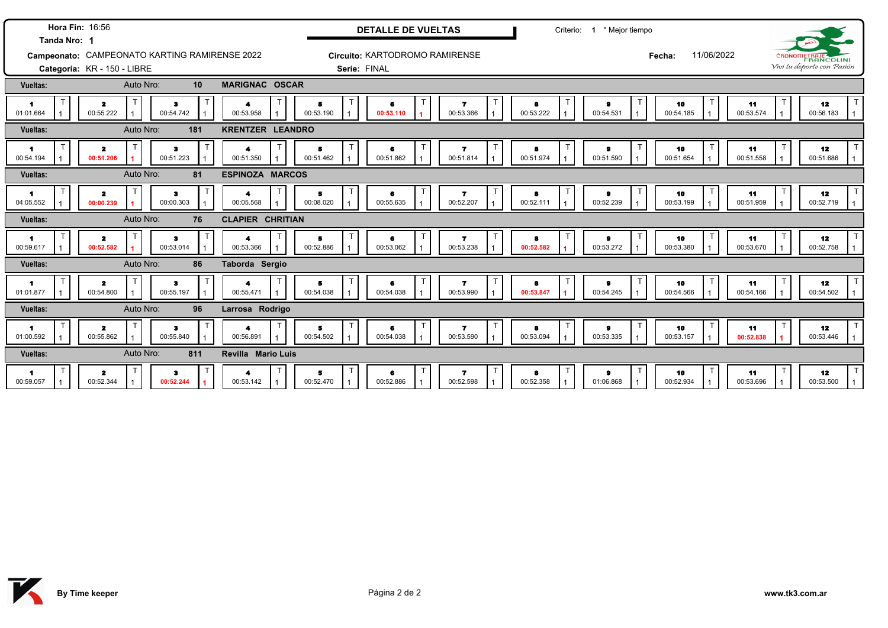**Hora Fin:** 16:56
**Tanda Nro:** 1

**Campeonato:** CAMPEONATO KARTING RAMIRENSE 2022
**Categoría:** KR - 150 - LIBRE

## DETALLE DE VUELTAS

**Circuito:** KARTODROMO RAMIRENSE
**Serie:** FINAL

Criterio: 1 ° Mejor tiempo

**Fecha:** 11/06/2022

CRONOMETRAJE FRANCOLINI
*Viví tu deporte con Pasión*

**Vueltas:** Auto Nro: **10** **MARIGNAC OSCAR**

| 1 | 2 | 3 | 4 | 5 | 6 | 7 | 8 | 9 | 10 | 11 | 12 |
|---|---|---|---|---|---|---|---|---|---|---|---|
| 01:01.664 | 00:55.222 | 00:54.742 | 00:53.958 | 00:53.190 | **00:53.110** | 00:53.366 | 00:53.222 | 00:54.531 | 00:54.185 | 00:53.574 | 00:56.183 |

**Vueltas:** Auto Nro: **181** **KRENTZER LEANDRO**

| 1 | 2 | 3 | 4 | 5 | 6 | 7 | 8 | 9 | 10 | 11 | 12 |
|---|---|---|---|---|---|---|---|---|---|---|---|
| 00:54.194 | **00:51.206** | 00:51.223 | 00:51.350 | 00:51.462 | 00:51.862 | 00:51.814 | 00:51.974 | 00:51.590 | 00:51.654 | 00:51.558 | 00:51.686 |

**Vueltas:** Auto Nro: **81** **ESPINOZA MARCOS**

| 1 | 2 | 3 | 4 | 5 | 6 | 7 | 8 | 9 | 10 | 11 | 12 |
|---|---|---|---|---|---|---|---|---|---|---|---|
| 04:05.552 | **00:00.239** | 00:00.303 | 00:05.568 | 00:08.020 | 00:55.635 | 00:52.207 | 00:52.111 | 00:52.239 | 00:53.199 | 00:51.959 | 00:52.719 |

**Vueltas:** Auto Nro: **76** **CLAPIER CHRITIAN**

| 1 | 2 | 3 | 4 | 5 | 6 | 7 | 8 | 9 | 10 | 11 | 12 |
|---|---|---|---|---|---|---|---|---|---|---|---|
| 00:59.617 | **00:52.582** | 00:53.014 | 00:53.366 | 00:52.886 | 00:53.062 | 00:53.238 | **00:52.582** | 00:53.272 | 00:53.380 | 00:53.670 | 00:52.758 |

**Vueltas:** Auto Nro: **86** **Taborda Sergio**

| 1 | 2 | 3 | 4 | 5 | 6 | 7 | 8 | 9 | 10 | 11 | 12 |
|---|---|---|---|---|---|---|---|---|---|---|---|
| 01:01.877 | 00:54.800 | 00:55.197 | 00:55.471 | 00:54.038 | 00:54.038 | 00:53.990 | **00:53.847** | 00:54.245 | 00:54.566 | 00:54.166 | 00:54.502 |

**Vueltas:** Auto Nro: **96** **Larrosa Rodrigo**

| 1 | 2 | 3 | 4 | 5 | 6 | 7 | 8 | 9 | 10 | 11 | 12 |
|---|---|---|---|---|---|---|---|---|---|---|---|
| 01:00.592 | 00:55.862 | 00:55.840 | 00:56.891 | 00:54.502 | 00:54.038 | 00:53.590 | 00:53.094 | 00:53.335 | 00:53.157 | **00:52.838** | 00:53.446 |

**Vueltas:** Auto Nro: **811** **Revilla Mario Luis**

| 1 | 2 | 3 | 4 | 5 | 6 | 7 | 8 | 9 | 10 | 11 | 12 |
|---|---|---|---|---|---|---|---|---|---|---|---|
| 00:59.057 | 00:52.344 | **00:52.244** | 00:53.142 | 00:52.470 | 00:52.886 | 00:52.598 | 00:52.358 | 01:06.868 | 00:52.934 | 00:53.696 | 00:53.500 |

**By Time keeper** www.tk3.com.ar